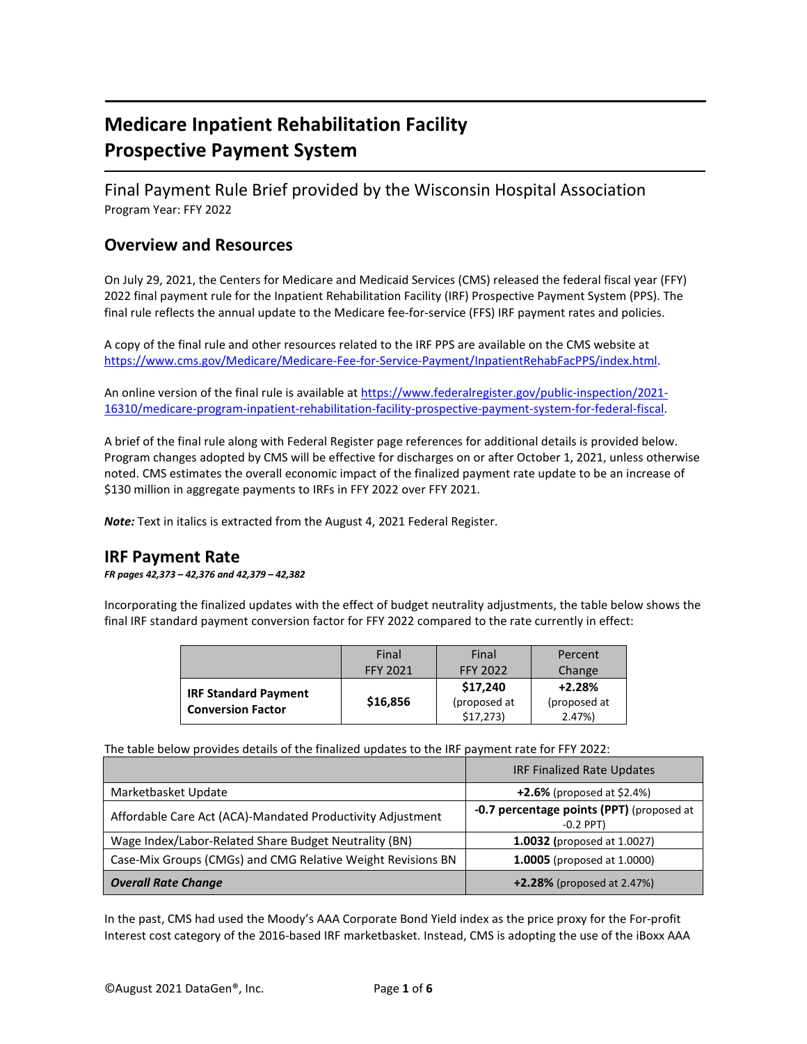# Medicare Inpatient Rehabilitation Facility Prospective Payment System

Final Payment Rule Brief provided by the Wisconsin Hospital Association
Program Year: FFY 2022

## Overview and Resources

On July 29, 2021, the Centers for Medicare and Medicaid Services (CMS) released the federal fiscal year (FFY) 2022 final payment rule for the Inpatient Rehabilitation Facility (IRF) Prospective Payment System (PPS). The final rule reflects the annual update to the Medicare fee-for-service (FFS) IRF payment rates and policies.

A copy of the final rule and other resources related to the IRF PPS are available on the CMS website at https://www.cms.gov/Medicare/Medicare-Fee-for-Service-Payment/InpatientRehabFacPPS/index.html.

An online version of the final rule is available at https://www.federalregister.gov/public-inspection/2021-16310/medicare-program-inpatient-rehabilitation-facility-prospective-payment-system-for-federal-fiscal.

A brief of the final rule along with Federal Register page references for additional details is provided below. Program changes adopted by CMS will be effective for discharges on or after October 1, 2021, unless otherwise noted. CMS estimates the overall economic impact of the finalized payment rate update to be an increase of $130 million in aggregate payments to IRFs in FFY 2022 over FFY 2021.

***Note:*** Text in italics is extracted from the August 4, 2021 Federal Register.

## IRF Payment Rate

***FR pages 42,373 – 42,376 and 42,379 – 42,382***

Incorporating the finalized updates with the effect of budget neutrality adjustments, the table below shows the final IRF standard payment conversion factor for FFY 2022 compared to the rate currently in effect:

| | Final FFY 2021 | Final FFY 2022 | Percent Change |
|---|---|---|---|
| **IRF Standard Payment Conversion Factor** | **$16,856** | **$17,240** (proposed at $17,273) | **+2.28%** (proposed at 2.47%) |

The table below provides details of the finalized updates to the IRF payment rate for FFY 2022:

| | IRF Finalized Rate Updates |
|---|---|
| Marketbasket Update | **+2.6%** (proposed at $2.4%) |
| Affordable Care Act (ACA)-Mandated Productivity Adjustment | **-0.7 percentage points (PPT)** (proposed at -0.2 PPT) |
| Wage Index/Labor-Related Share Budget Neutrality (BN) | **1.0032 (**proposed at 1.0027) |
| Case-Mix Groups (CMGs) and CMG Relative Weight Revisions BN | **1.0005** (proposed at 1.0000) |
| ***Overall Rate Change*** | **+2.28%** (proposed at 2.47%) |

In the past, CMS had used the Moody's AAA Corporate Bond Yield index as the price proxy for the For-profit Interest cost category of the 2016-based IRF marketbasket. Instead, CMS is adopting the use of the iBoxx AAA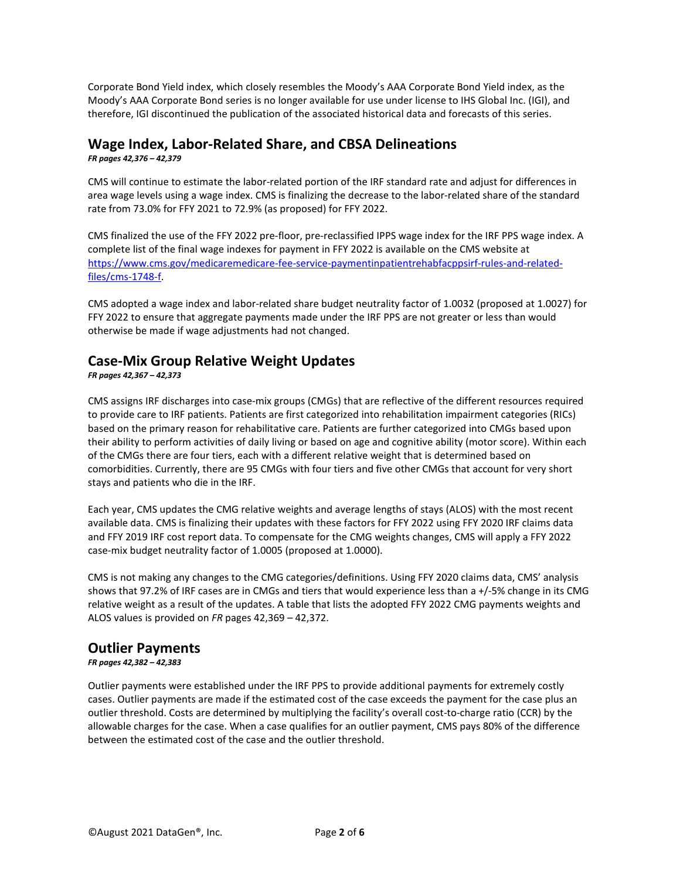Corporate Bond Yield index, which closely resembles the Moody's AAA Corporate Bond Yield index, as the Moody's AAA Corporate Bond series is no longer available for use under license to IHS Global Inc. (IGI), and therefore, IGI discontinued the publication of the associated historical data and forecasts of this series.

## Wage Index, Labor-Related Share, and CBSA Delineations

***FR pages 42,376 – 42,379***

CMS will continue to estimate the labor-related portion of the IRF standard rate and adjust for differences in area wage levels using a wage index. CMS is finalizing the decrease to the labor-related share of the standard rate from 73.0% for FFY 2021 to 72.9% (as proposed) for FFY 2022.

CMS finalized the use of the FFY 2022 pre-floor, pre-reclassified IPPS wage index for the IRF PPS wage index. A complete list of the final wage indexes for payment in FFY 2022 is available on the CMS website at [https://www.cms.gov/medicaremedicare-fee-service-paymentinpatientrehabfacppsirf-rules-and-related-files/cms-1748-f](https://www.cms.gov/medicaremedicare-fee-service-paymentinpatientrehabfacppsirf-rules-and-related-files/cms-1748-f).

CMS adopted a wage index and labor-related share budget neutrality factor of 1.0032 (proposed at 1.0027) for FFY 2022 to ensure that aggregate payments made under the IRF PPS are not greater or less than would otherwise be made if wage adjustments had not changed.

## Case-Mix Group Relative Weight Updates

***FR pages 42,367 – 42,373***

CMS assigns IRF discharges into case-mix groups (CMGs) that are reflective of the different resources required to provide care to IRF patients. Patients are first categorized into rehabilitation impairment categories (RICs) based on the primary reason for rehabilitative care. Patients are further categorized into CMGs based upon their ability to perform activities of daily living or based on age and cognitive ability (motor score). Within each of the CMGs there are four tiers, each with a different relative weight that is determined based on comorbidities. Currently, there are 95 CMGs with four tiers and five other CMGs that account for very short stays and patients who die in the IRF.

Each year, CMS updates the CMG relative weights and average lengths of stays (ALOS) with the most recent available data. CMS is finalizing their updates with these factors for FFY 2022 using FFY 2020 IRF claims data and FFY 2019 IRF cost report data. To compensate for the CMG weights changes, CMS will apply a FFY 2022 case-mix budget neutrality factor of 1.0005 (proposed at 1.0000).

CMS is not making any changes to the CMG categories/definitions. Using FFY 2020 claims data, CMS' analysis shows that 97.2% of IRF cases are in CMGs and tiers that would experience less than a +/-5% change in its CMG relative weight as a result of the updates. A table that lists the adopted FFY 2022 CMG payments weights and ALOS values is provided on *FR* pages 42,369 – 42,372.

## Outlier Payments

***FR pages 42,382 – 42,383***

Outlier payments were established under the IRF PPS to provide additional payments for extremely costly cases. Outlier payments are made if the estimated cost of the case exceeds the payment for the case plus an outlier threshold. Costs are determined by multiplying the facility's overall cost-to-charge ratio (CCR) by the allowable charges for the case. When a case qualifies for an outlier payment, CMS pays 80% of the difference between the estimated cost of the case and the outlier threshold.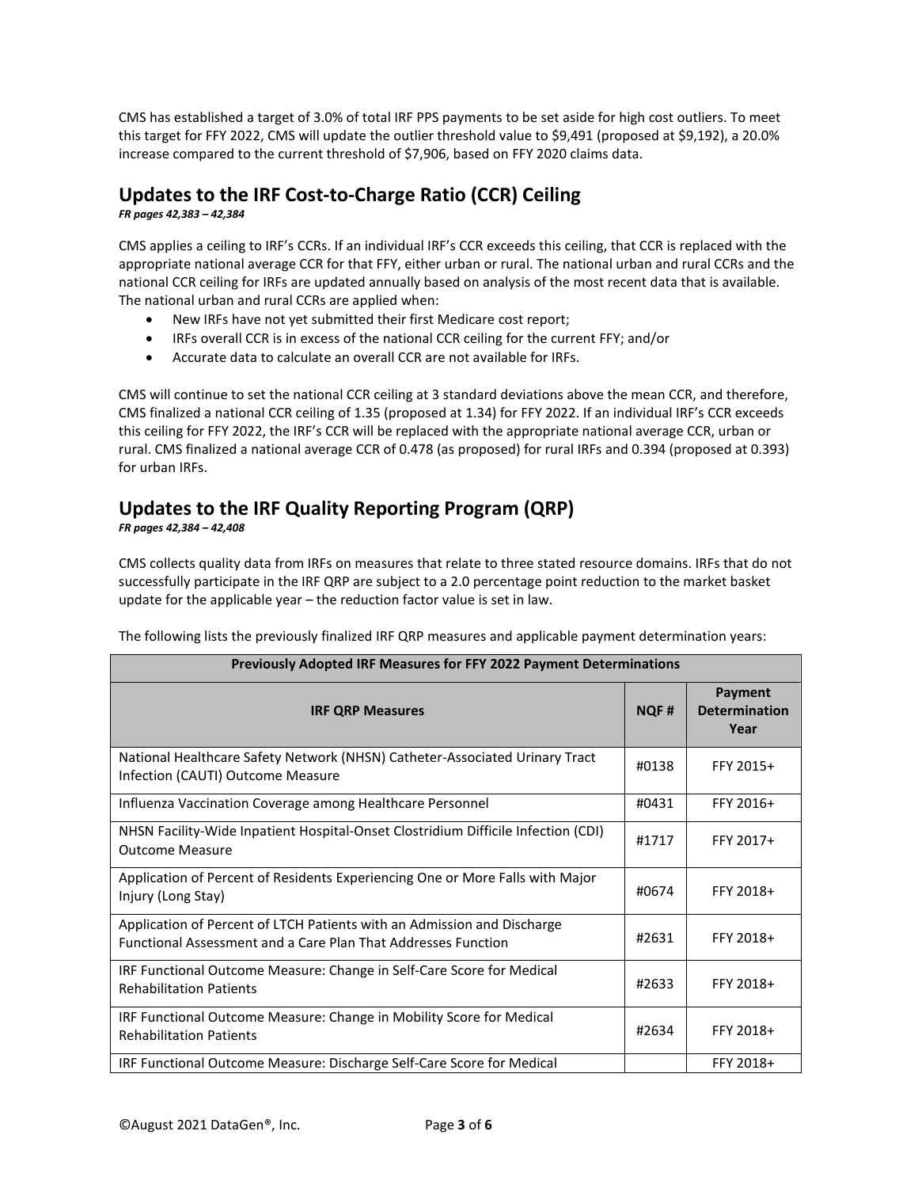CMS has established a target of 3.0% of total IRF PPS payments to be set aside for high cost outliers. To meet this target for FFY 2022, CMS will update the outlier threshold value to $9,491 (proposed at $9,192), a 20.0% increase compared to the current threshold of $7,906, based on FFY 2020 claims data.

## Updates to the IRF Cost-to-Charge Ratio (CCR) Ceiling

***FR pages 42,383 – 42,384***

CMS applies a ceiling to IRF's CCRs. If an individual IRF's CCR exceeds this ceiling, that CCR is replaced with the appropriate national average CCR for that FFY, either urban or rural. The national urban and rural CCRs and the national CCR ceiling for IRFs are updated annually based on analysis of the most recent data that is available. The national urban and rural CCRs are applied when:

- New IRFs have not yet submitted their first Medicare cost report;
- IRFs overall CCR is in excess of the national CCR ceiling for the current FFY; and/or
- Accurate data to calculate an overall CCR are not available for IRFs.

CMS will continue to set the national CCR ceiling at 3 standard deviations above the mean CCR, and therefore, CMS finalized a national CCR ceiling of 1.35 (proposed at 1.34) for FFY 2022. If an individual IRF's CCR exceeds this ceiling for FFY 2022, the IRF's CCR will be replaced with the appropriate national average CCR, urban or rural. CMS finalized a national average CCR of 0.478 (as proposed) for rural IRFs and 0.394 (proposed at 0.393) for urban IRFs.

## Updates to the IRF Quality Reporting Program (QRP)

***FR pages 42,384 – 42,408***

CMS collects quality data from IRFs on measures that relate to three stated resource domains. IRFs that do not successfully participate in the IRF QRP are subject to a 2.0 percentage point reduction to the market basket update for the applicable year – the reduction factor value is set in law.

The following lists the previously finalized IRF QRP measures and applicable payment determination years:

| **Previously Adopted IRF Measures for FFY 2022 Payment Determinations** | | |
|---|---|---|
| **IRF QRP Measures** | **NQF #** | **Payment Determination Year** |
| National Healthcare Safety Network (NHSN) Catheter-Associated Urinary Tract Infection (CAUTI) Outcome Measure | #0138 | FFY 2015+ |
| Influenza Vaccination Coverage among Healthcare Personnel | #0431 | FFY 2016+ |
| NHSN Facility-Wide Inpatient Hospital-Onset Clostridium Difficile Infection (CDI) Outcome Measure | #1717 | FFY 2017+ |
| Application of Percent of Residents Experiencing One or More Falls with Major Injury (Long Stay) | #0674 | FFY 2018+ |
| Application of Percent of LTCH Patients with an Admission and Discharge Functional Assessment and a Care Plan That Addresses Function | #2631 | FFY 2018+ |
| IRF Functional Outcome Measure: Change in Self-Care Score for Medical Rehabilitation Patients | #2633 | FFY 2018+ |
| IRF Functional Outcome Measure: Change in Mobility Score for Medical Rehabilitation Patients | #2634 | FFY 2018+ |
| IRF Functional Outcome Measure: Discharge Self-Care Score for Medical | | FFY 2018+ |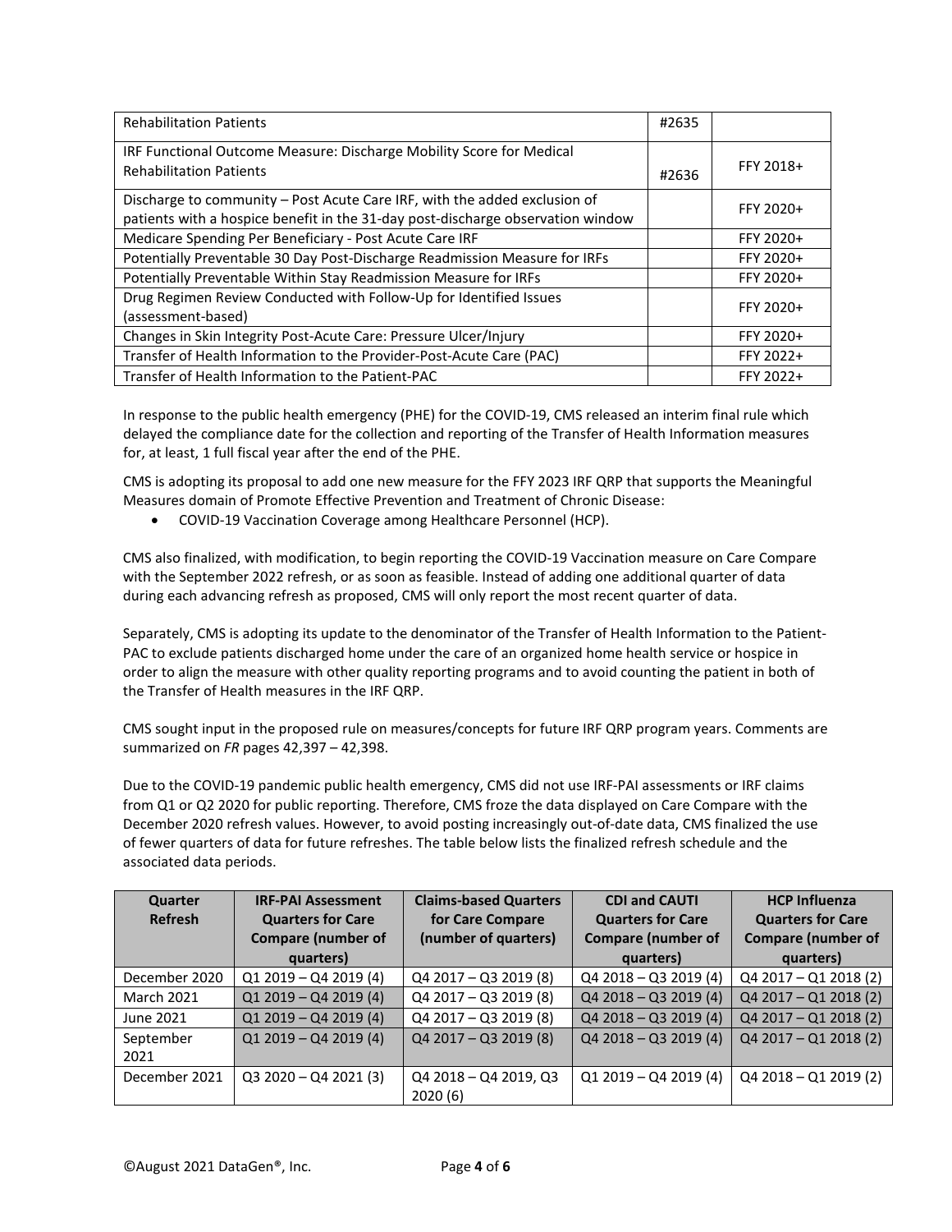| | | |
|---|---|---|
| Rehabilitation Patients | #2635 | |
| IRF Functional Outcome Measure: Discharge Mobility Score for Medical Rehabilitation Patients | #2636 | FFY 2018+ |
| Discharge to community – Post Acute Care IRF, with the added exclusion of patients with a hospice benefit in the 31-day post-discharge observation window | | FFY 2020+ |
| Medicare Spending Per Beneficiary - Post Acute Care IRF | | FFY 2020+ |
| Potentially Preventable 30 Day Post-Discharge Readmission Measure for IRFs | | FFY 2020+ |
| Potentially Preventable Within Stay Readmission Measure for IRFs | | FFY 2020+ |
| Drug Regimen Review Conducted with Follow-Up for Identified Issues (assessment-based) | | FFY 2020+ |
| Changes in Skin Integrity Post-Acute Care: Pressure Ulcer/Injury | | FFY 2020+ |
| Transfer of Health Information to the Provider-Post-Acute Care (PAC) | | FFY 2022+ |
| Transfer of Health Information to the Patient-PAC | | FFY 2022+ |

In response to the public health emergency (PHE) for the COVID-19, CMS released an interim final rule which delayed the compliance date for the collection and reporting of the Transfer of Health Information measures for, at least, 1 full fiscal year after the end of the PHE.

CMS is adopting its proposal to add one new measure for the FFY 2023 IRF QRP that supports the Meaningful Measures domain of Promote Effective Prevention and Treatment of Chronic Disease:

- COVID-19 Vaccination Coverage among Healthcare Personnel (HCP).

CMS also finalized, with modification, to begin reporting the COVID-19 Vaccination measure on Care Compare with the September 2022 refresh, or as soon as feasible. Instead of adding one additional quarter of data during each advancing refresh as proposed, CMS will only report the most recent quarter of data.

Separately, CMS is adopting its update to the denominator of the Transfer of Health Information to the Patient-PAC to exclude patients discharged home under the care of an organized home health service or hospice in order to align the measure with other quality reporting programs and to avoid counting the patient in both of the Transfer of Health measures in the IRF QRP.

CMS sought input in the proposed rule on measures/concepts for future IRF QRP program years. Comments are summarized on *FR* pages 42,397 – 42,398.

Due to the COVID-19 pandemic public health emergency, CMS did not use IRF-PAI assessments or IRF claims from Q1 or Q2 2020 for public reporting. Therefore, CMS froze the data displayed on Care Compare with the December 2020 refresh values. However, to avoid posting increasingly out-of-date data, CMS finalized the use of fewer quarters of data for future refreshes. The table below lists the finalized refresh schedule and the associated data periods.

| Quarter Refresh | IRF-PAI Assessment Quarters for Care Compare (number of quarters) | Claims-based Quarters for Care Compare (number of quarters) | CDI and CAUTI Quarters for Care Compare (number of quarters) | HCP Influenza Quarters for Care Compare (number of quarters) |
|---|---|---|---|---|
| December 2020 | Q1 2019 – Q4 2019 (4) | Q4 2017 – Q3 2019 (8) | Q4 2018 – Q3 2019 (4) | Q4 2017 – Q1 2018 (2) |
| March 2021 | Q1 2019 – Q4 2019 (4) | Q4 2017 – Q3 2019 (8) | Q4 2018 – Q3 2019 (4) | Q4 2017 – Q1 2018 (2) |
| June 2021 | Q1 2019 – Q4 2019 (4) | Q4 2017 – Q3 2019 (8) | Q4 2018 – Q3 2019 (4) | Q4 2017 – Q1 2018 (2) |
| September 2021 | Q1 2019 – Q4 2019 (4) | Q4 2017 – Q3 2019 (8) | Q4 2018 – Q3 2019 (4) | Q4 2017 – Q1 2018 (2) |
| December 2021 | Q3 2020 – Q4 2021 (3) | Q4 2018 – Q4 2019, Q3 2020 (6) | Q1 2019 – Q4 2019 (4) | Q4 2018 – Q1 2019 (2) |

©August 2021 DataGen®, Inc.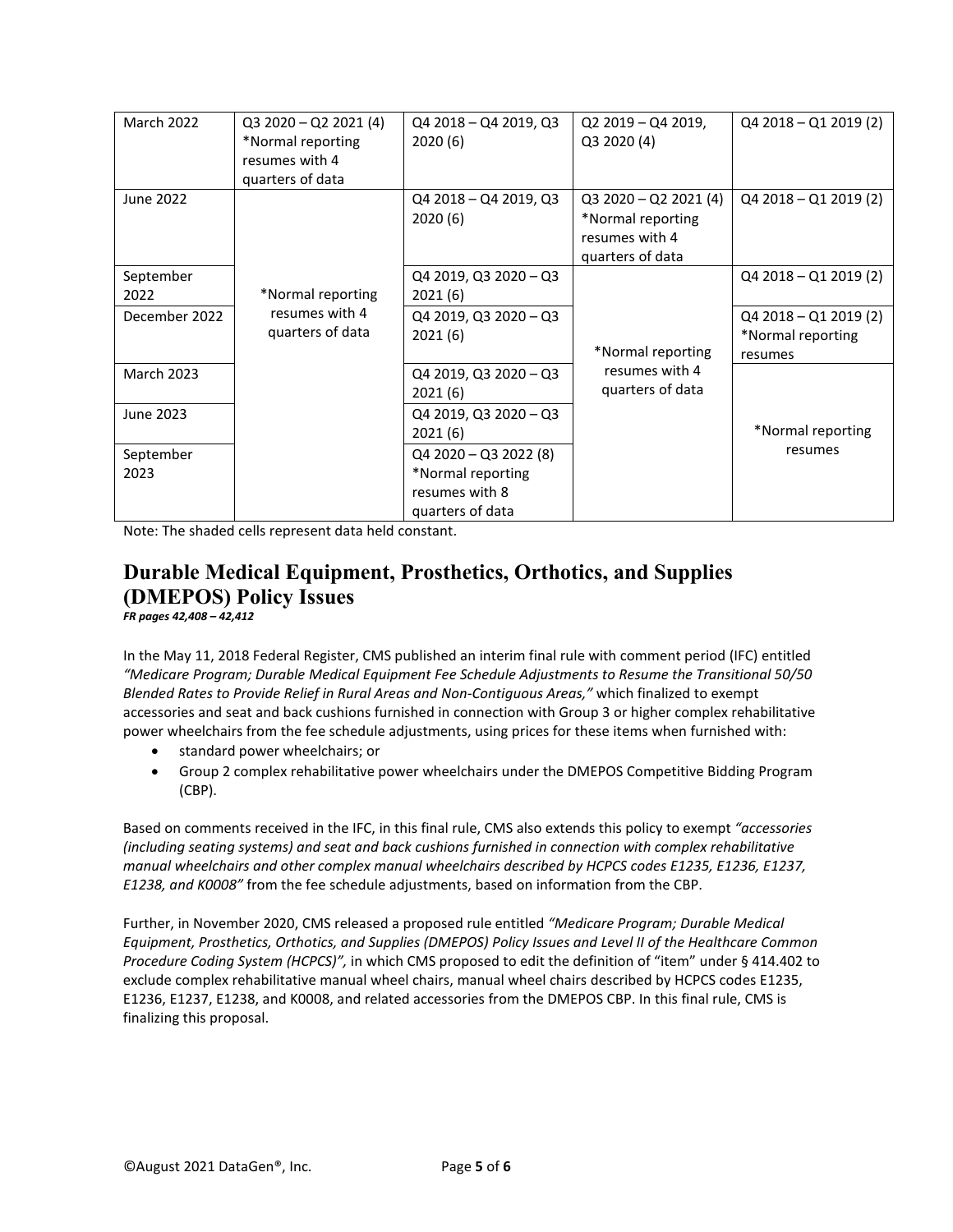| | | | | |
|---|---|---|---|---|
| March 2022 | Q3 2020 – Q2 2021 (4) *Normal reporting resumes with 4 quarters of data | Q4 2018 – Q4 2019, Q3 2020 (6) | Q2 2019 – Q4 2019, Q3 2020 (4) | Q4 2018 – Q1 2019 (2) |
| June 2022 | *Normal reporting resumes with 4 quarters of data | Q4 2018 – Q4 2019, Q3 2020 (6) | Q3 2020 – Q2 2021 (4) *Normal reporting resumes with 4 quarters of data | Q4 2018 – Q1 2019 (2) |
| September 2022 | | Q4 2019, Q3 2020 – Q3 2021 (6) | *Normal reporting resumes with 4 quarters of data | Q4 2018 – Q1 2019 (2) |
| December 2022 | | Q4 2019, Q3 2020 – Q3 2021 (6) | | Q4 2018 – Q1 2019 (2) *Normal reporting resumes |
| March 2023 | | Q4 2019, Q3 2020 – Q3 2021 (6) | | *Normal reporting resumes |
| June 2023 | | Q4 2019, Q3 2020 – Q3 2021 (6) | | |
| September 2023 | | Q4 2020 – Q3 2022 (8) *Normal reporting resumes with 8 quarters of data | | |

Note: The shaded cells represent data held constant.

## Durable Medical Equipment, Prosthetics, Orthotics, and Supplies (DMEPOS) Policy Issues

***FR pages 42,408 – 42,412***

In the May 11, 2018 Federal Register, CMS published an interim final rule with comment period (IFC) entitled *"Medicare Program; Durable Medical Equipment Fee Schedule Adjustments to Resume the Transitional 50/50 Blended Rates to Provide Relief in Rural Areas and Non-Contiguous Areas,"* which finalized to exempt accessories and seat and back cushions furnished in connection with Group 3 or higher complex rehabilitative power wheelchairs from the fee schedule adjustments, using prices for these items when furnished with:

- standard power wheelchairs; or
- Group 2 complex rehabilitative power wheelchairs under the DMEPOS Competitive Bidding Program (CBP).

Based on comments received in the IFC, in this final rule, CMS also extends this policy to exempt *"accessories (including seating systems) and seat and back cushions furnished in connection with complex rehabilitative manual wheelchairs and other complex manual wheelchairs described by HCPCS codes E1235, E1236, E1237, E1238, and K0008"* from the fee schedule adjustments, based on information from the CBP.

Further, in November 2020, CMS released a proposed rule entitled *"Medicare Program; Durable Medical Equipment, Prosthetics, Orthotics, and Supplies (DMEPOS) Policy Issues and Level II of the Healthcare Common Procedure Coding System (HCPCS)",* in which CMS proposed to edit the definition of "item" under § 414.402 to exclude complex rehabilitative manual wheel chairs, manual wheel chairs described by HCPCS codes E1235, E1236, E1237, E1238, and K0008, and related accessories from the DMEPOS CBP. In this final rule, CMS is finalizing this proposal.

©August 2021 DataGen®, Inc.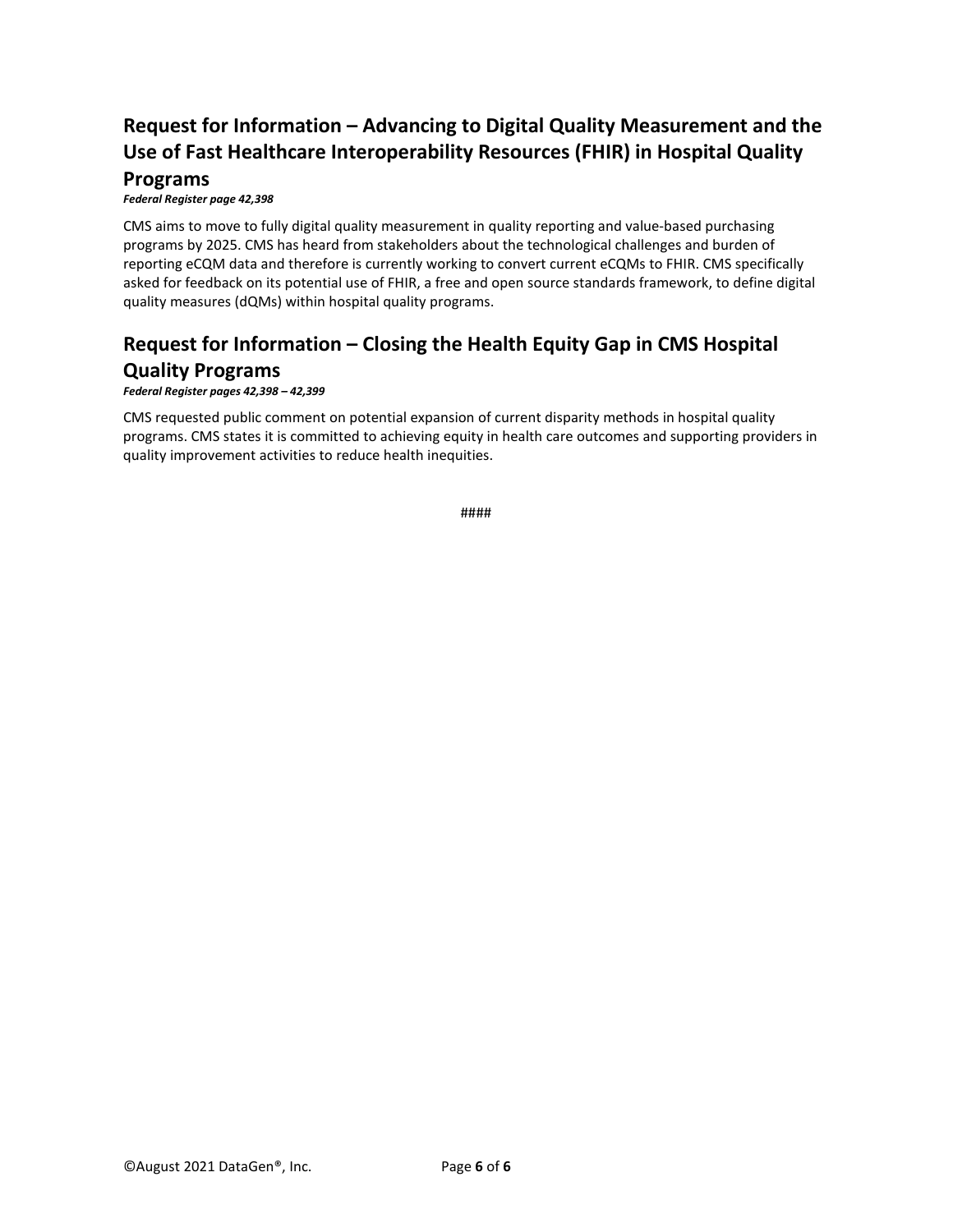## Request for Information – Advancing to Digital Quality Measurement and the Use of Fast Healthcare Interoperability Resources (FHIR) in Hospital Quality Programs

***Federal Register page 42,398***

CMS aims to move to fully digital quality measurement in quality reporting and value-based purchasing programs by 2025. CMS has heard from stakeholders about the technological challenges and burden of reporting eCQM data and therefore is currently working to convert current eCQMs to FHIR. CMS specifically asked for feedback on its potential use of FHIR, a free and open source standards framework, to define digital quality measures (dQMs) within hospital quality programs.

## Request for Information – Closing the Health Equity Gap in CMS Hospital Quality Programs

***Federal Register pages 42,398 – 42,399***

CMS requested public comment on potential expansion of current disparity methods in hospital quality programs. CMS states it is committed to achieving equity in health care outcomes and supporting providers in quality improvement activities to reduce health inequities.

####